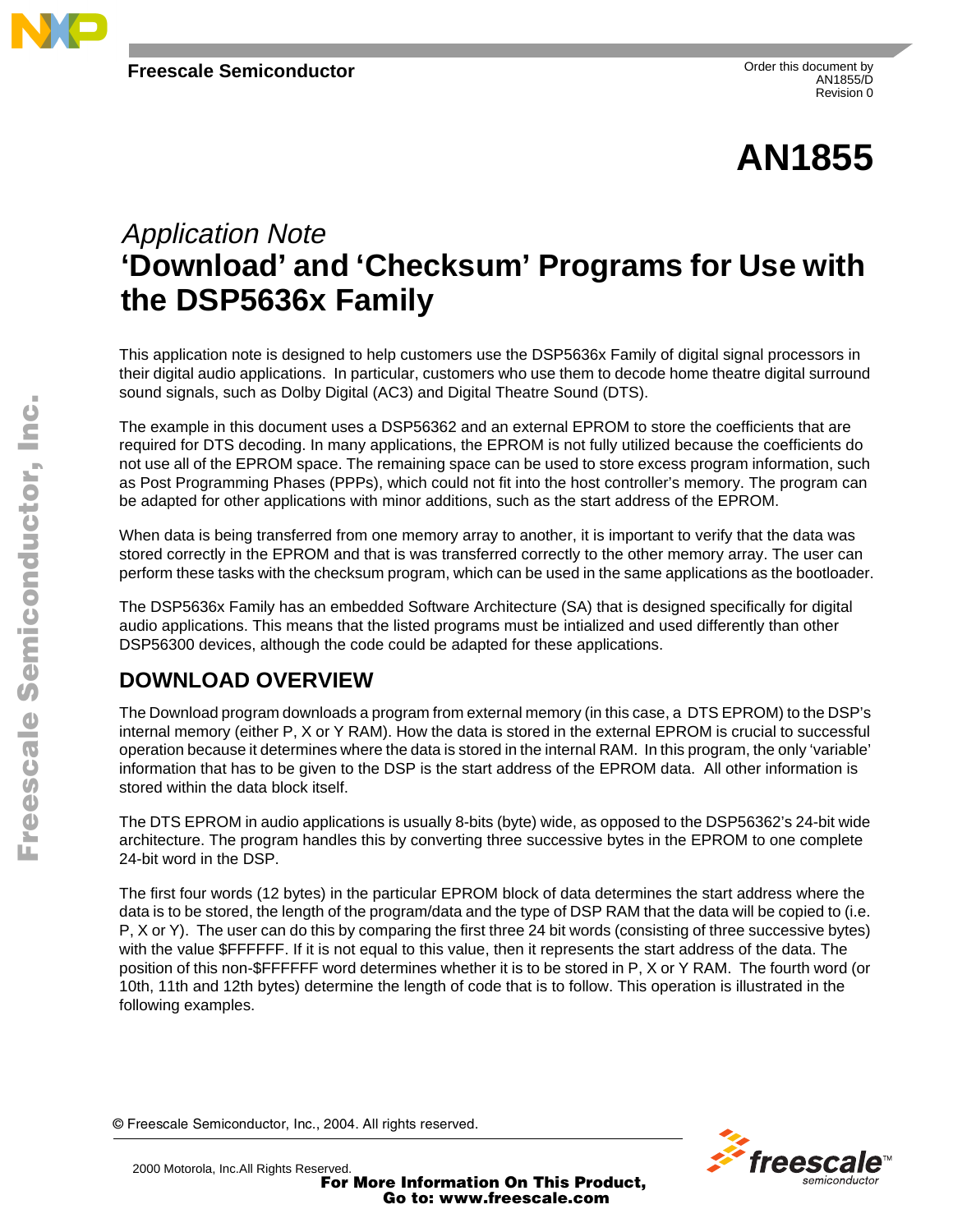Freescale Semiconductor

Order this document by
AN1855/D
Revision 0

# AN1855

*Application Note*

# ‘Download’ and ‘Checksum’ Programs for Use with the DSP5636x Family

This application note is designed to help customers use the DSP5636x Family of digital signal processors in their digital audio applications. In particular, customers who use them to decode home theatre digital surround sound signals, such as Dolby Digital (AC3) and Digital Theatre Sound (DTS).

The example in this document uses a DSP56362 and an external EPROM to store the coefficients that are required for DTS decoding. In many applications, the EPROM is not fully utilized because the coefficients do not use all of the EPROM space. The remaining space can be used to store excess program information, such as Post Programming Phases (PPPs), which could not fit into the host controller’s memory. The program can be adapted for other applications with minor additions, such as the start address of the EPROM.

When data is being transferred from one memory array to another, it is important to verify that the data was stored correctly in the EPROM and that is was transferred correctly to the other memory array. The user can perform these tasks with the checksum program, which can be used in the same applications as the bootloader.

The DSP5636x Family has an embedded Software Architecture (SA) that is designed specifically for digital audio applications. This means that the listed programs must be intialized and used differently than other DSP56300 devices, although the code could be adapted for these applications.

## DOWNLOAD OVERVIEW

The Download program downloads a program from external memory (in this case, a DTS EPROM) to the DSP’s internal memory (either P, X or Y RAM). How the data is stored in the external EPROM is crucial to successful operation because it determines where the data is stored in the internal RAM. In this program, the only ‘variable’ information that has to be given to the DSP is the start address of the EPROM data. All other information is stored within the data block itself.

The DTS EPROM in audio applications is usually 8-bits (byte) wide, as opposed to the DSP56362’s 24-bit wide architecture. The program handles this by converting three successive bytes in the EPROM to one complete 24-bit word in the DSP.

The first four words (12 bytes) in the particular EPROM block of data determines the start address where the data is to be stored, the length of the program/data and the type of DSP RAM that the data will be copied to (i.e. P, X or Y). The user can do this by comparing the first three 24 bit words (consisting of three successive bytes) with the value $FFFFFF. If it is not equal to this value, then it represents the start address of the data. The position of this non-$FFFFFF word determines whether it is to be stored in P, X or Y RAM. The fourth word (or 10th, 11th and 12th bytes) determine the length of code that is to follow. This operation is illustrated in the following examples.

© Freescale Semiconductor, Inc., 2004. All rights reserved.

2000 Motorola, Inc.All Rights Reserved.

**For More Information On This Product, Go to: www.freescale.com**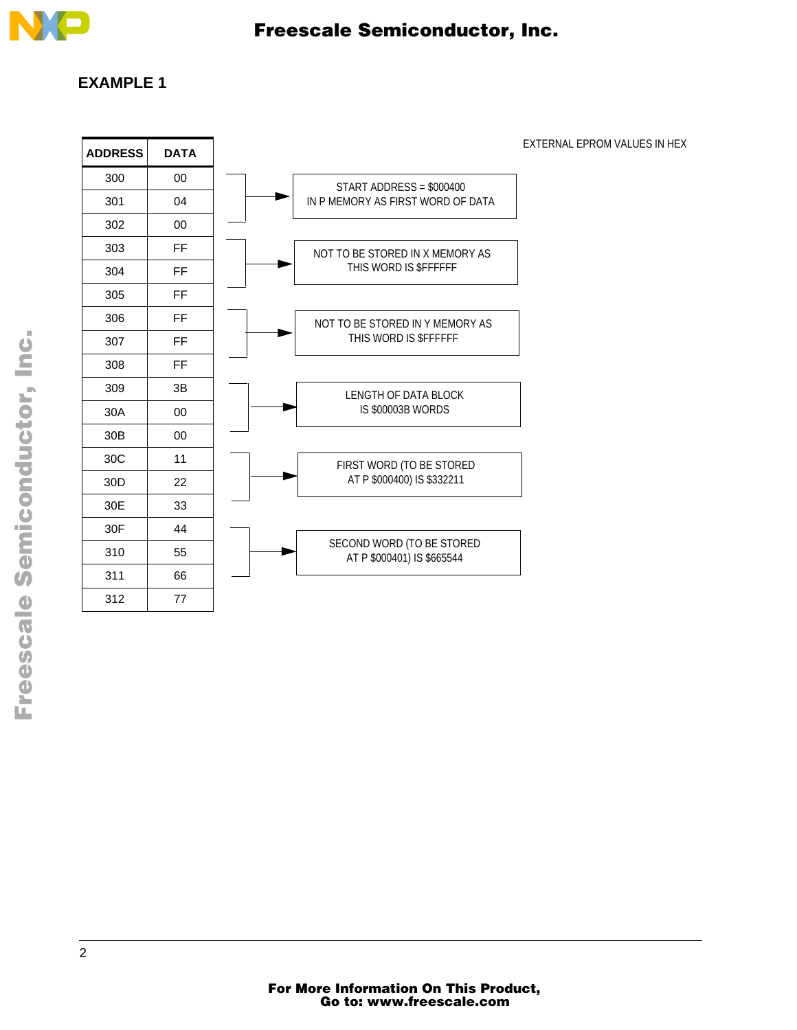## EXAMPLE 1

EXTERNAL EPROM VALUES IN HEX

| ADDRESS | DATA |
|---|---|
| 300 | 00 |
| 301 | 04 |
| 302 | 00 |
| 303 | FF |
| 304 | FF |
| 305 | FF |
| 306 | FF |
| 307 | FF |
| 308 | FF |
| 309 | 3B |
| 30A | 00 |
| 30B | 00 |
| 30C | 11 |
| 30D | 22 |
| 30E | 33 |
| 30F | 44 |
| 310 | 55 |
| 311 | 66 |
| 312 | 77 |

- 300–302 → START ADDRESS = $000400 IN P MEMORY AS FIRST WORD OF DATA
- 303–305 → NOT TO BE STORED IN X MEMORY AS THIS WORD IS $FFFFFF
- 306–308 → NOT TO BE STORED IN Y MEMORY AS THIS WORD IS $FFFFFF
- 309–30B → LENGTH OF DATA BLOCK IS $00003B WORDS
- 30C–30E → FIRST WORD (TO BE STORED AT P $000400) IS $332211
- 30F–311 → SECOND WORD (TO BE STORED AT P $000401) IS $665544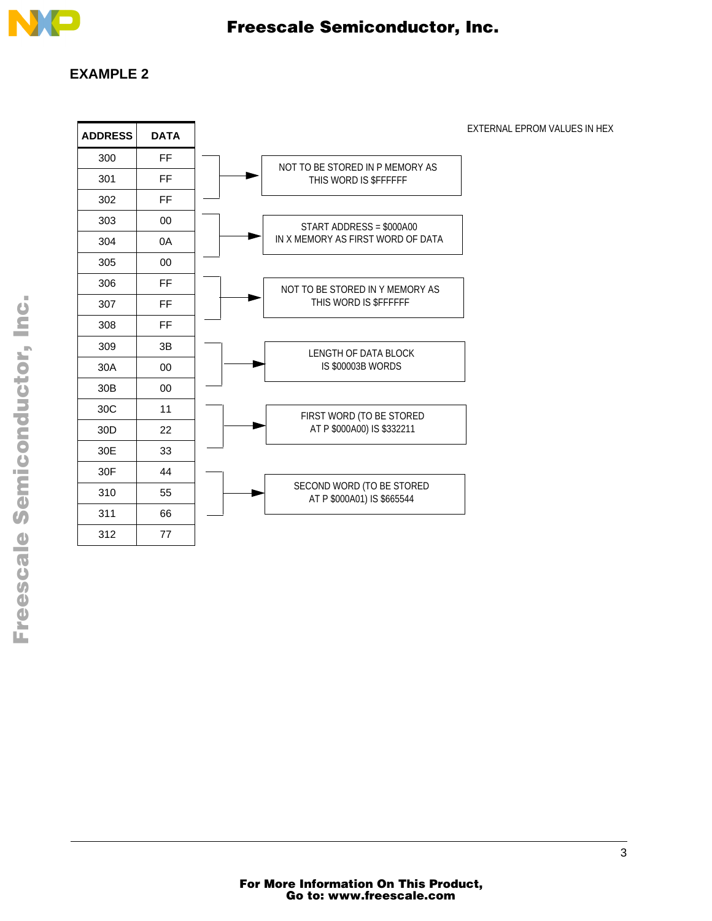## EXAMPLE 2

EXTERNAL EPROM VALUES IN HEX

| ADDRESS | DATA |
|---|---|
| 300 | FF |
| 301 | FF |
| 302 | FF |
| 303 | 00 |
| 304 | 0A |
| 305 | 00 |
| 306 | FF |
| 307 | FF |
| 308 | FF |
| 309 | 3B |
| 30A | 00 |
| 30B | 00 |
| 30C | 11 |
| 30D | 22 |
| 30E | 33 |
| 30F | 44 |
| 310 | 55 |
| 311 | 66 |
| 312 | 77 |

- 300–302: NOT TO BE STORED IN P MEMORY AS THIS WORD IS $FFFFFF
- 303–305: START ADDRESS = $000A00 IN X MEMORY AS FIRST WORD OF DATA
- 306–308: NOT TO BE STORED IN Y MEMORY AS THIS WORD IS $FFFFFF
- 309–30B: LENGTH OF DATA BLOCK IS $00003B WORDS
- 30C–30E: FIRST WORD (TO BE STORED AT P $000A00) IS $332211
- 30F–311: SECOND WORD (TO BE STORED AT P $000A01) IS $665544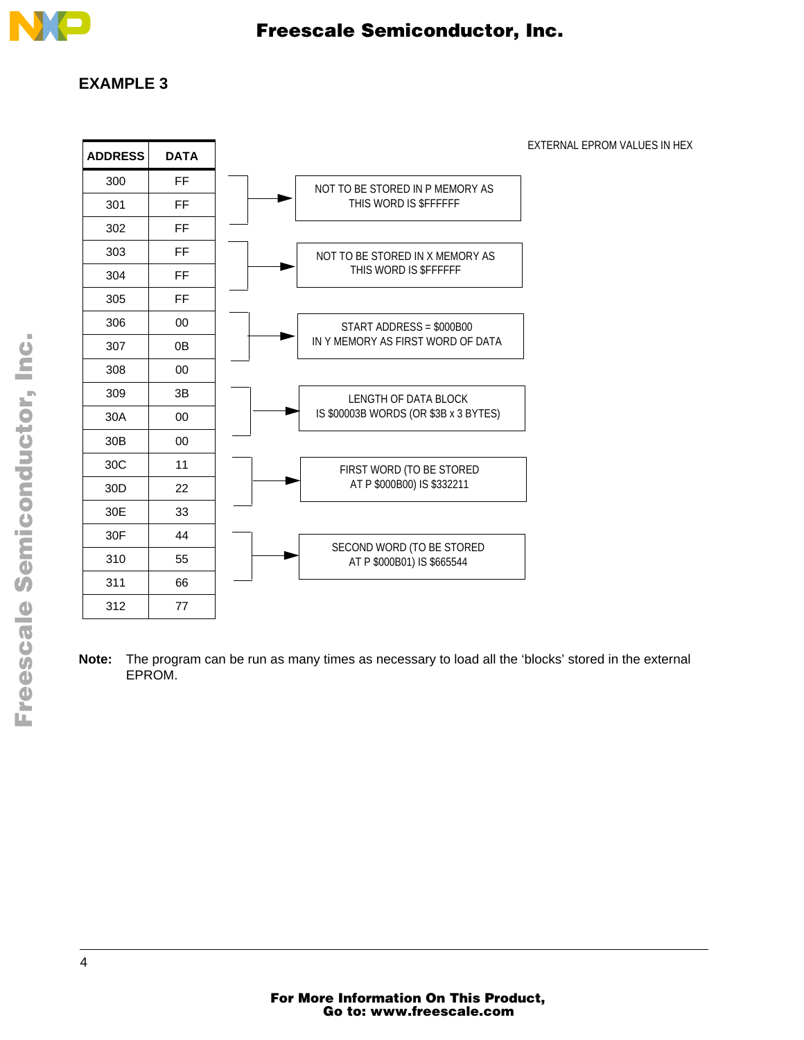## EXAMPLE 3

EXTERNAL EPROM VALUES IN HEX

| ADDRESS | DATA |
|---|---|
| 300 | FF |
| 301 | FF |
| 302 | FF |
| 303 | FF |
| 304 | FF |
| 305 | FF |
| 306 | 00 |
| 307 | 0B |
| 308 | 00 |
| 309 | 3B |
| 30A | 00 |
| 30B | 00 |
| 30C | 11 |
| 30D | 22 |
| 30E | 33 |
| 30F | 44 |
| 310 | 55 |
| 311 | 66 |
| 312 | 77 |

- 300–302: NOT TO BE STORED IN P MEMORY AS THIS WORD IS $FFFFFF
- 303–305: NOT TO BE STORED IN X MEMORY AS THIS WORD IS $FFFFFF
- 306–308: START ADDRESS = $000B00 IN Y MEMORY AS FIRST WORD OF DATA
- 309–30B: LENGTH OF DATA BLOCK IS $00003B WORDS (OR $3B x 3 BYTES)
- 30C–30E: FIRST WORD (TO BE STORED AT P $000B00) IS $332211
- 30F–311: SECOND WORD (TO BE STORED AT P $000B01) IS $665544

**Note:** The program can be run as many times as necessary to load all the ‘blocks’ stored in the external EPROM.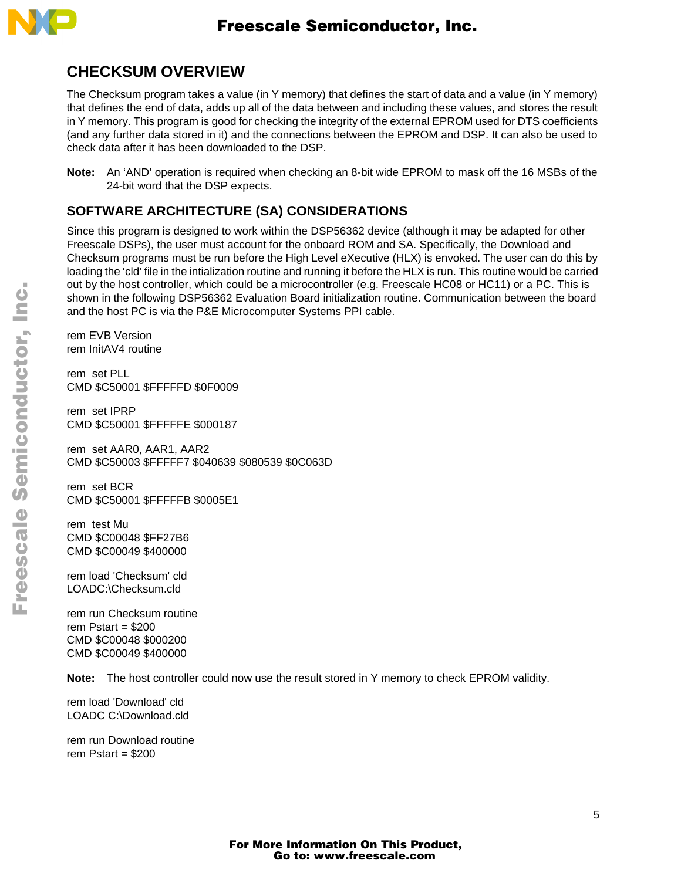## CHECKSUM OVERVIEW

The Checksum program takes a value (in Y memory) that defines the start of data and a value (in Y memory) that defines the end of data, adds up all of the data between and including these values, and stores the result in Y memory. This program is good for checking the integrity of the external EPROM used for DTS coefficients (and any further data stored in it) and the connections between the EPROM and DSP. It can also be used to check data after it has been downloaded to the DSP.

**Note:** An 'AND' operation is required when checking an 8-bit wide EPROM to mask off the 16 MSBs of the 24-bit word that the DSP expects.

## SOFTWARE ARCHITECTURE (SA) CONSIDERATIONS

Since this program is designed to work within the DSP56362 device (although it may be adapted for other Freescale DSPs), the user must account for the onboard ROM and SA. Specifically, the Download and Checksum programs must be run before the High Level eXecutive (HLX) is envoked. The user can do this by loading the 'cld' file in the intialization routine and running it before the HLX is run. This routine would be carried out by the host controller, which could be a microcontroller (e.g. Freescale HC08 or HC11) or a PC. This is shown in the following DSP56362 Evaluation Board initialization routine. Communication between the board and the host PC is via the P&E Microcomputer Systems PPI cable.

```
rem EVB Version
rem InitAV4 routine

rem  set PLL
CMD $C50001 $FFFFFD $0F0009

rem  set IPRP
CMD $C50001 $FFFFFE $000187

rem  set AAR0, AAR1, AAR2
CMD $C50003 $FFFFF7 $040639 $080539 $0C063D

rem  set BCR
CMD $C50001 $FFFFFB $0005E1

rem  test Mu
CMD $C00048 $FF27B6
CMD $C00049 $400000

rem load 'Checksum' cld
LOADC:\Checksum.cld

rem run Checksum routine
rem Pstart = $200
CMD $C00048 $000200
CMD $C00049 $400000
```

**Note:** The host controller could now use the result stored in Y memory to check EPROM validity.

```
rem load 'Download' cld
LOADC C:\Download.cld

rem run Download routine
rem Pstart = $200
```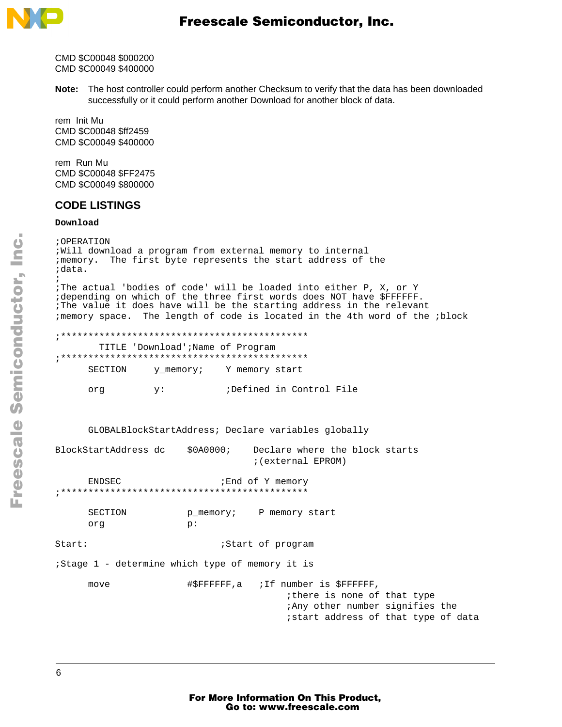CMD $C00048 $000200
CMD $C00049 $400000

**Note:** The host controller could perform another Checksum to verify that the data has been downloaded successfully or it could perform another Download for another block of data.

rem Init Mu
CMD $C00048 $ff2459
CMD $C00049 $400000

rem Run Mu
CMD $C00048 $FF2475
CMD $C00049 $800000

## CODE LISTINGS

**Download**

```
;OPERATION
;Will download a program from external memory to internal
;memory.  The first byte represents the start address of the
;data.
;
;The actual 'bodies of code' will be loaded into either P, X, or Y
;depending on which of the three first words does NOT have $FFFFFF.
;The value it does have will be the starting address in the relevant
;memory space.  The length of code is located in the 4th word of the ;block

;*********************************************
        TITLE 'Download';Name of Program
;*********************************************
      SECTION     y_memory;    Y memory start

      org         y:           ;Defined in Control File



      GLOBALBlockStartAddress; Declare variables globally

BlockStartAddress dc    $0A0000;    Declare where the block starts
                                    ;(external EPROM)

      ENDSEC                  ;End of Y memory
;*********************************************

      SECTION           p_memory;    P memory start
      org               p:

Start:                        ;Start of program

;Stage 1 - determine which type of memory it is

      move              #$FFFFFF,a   ;If number is $FFFFFF,
                                          ;there is none of that type
                                          ;Any other number signifies the
                                          ;start address of that type of data
```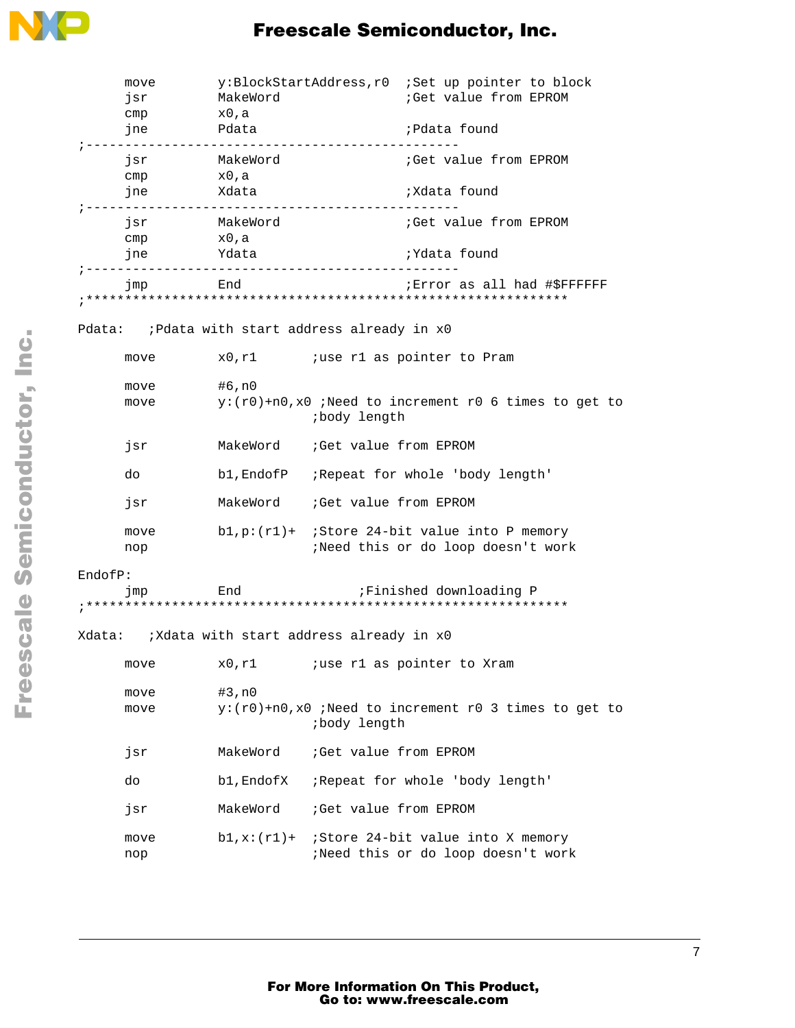```
      move        y:BlockStartAddress,r0  ;Set up pointer to block
      jsr         MakeWord                ;Get value from EPROM
      cmp         x0,a
      jne         Pdata                   ;Pdata found
;-------------------------------------------------
      jsr         MakeWord                ;Get value from EPROM
      cmp         x0,a
      jne         Xdata                   ;Xdata found
;-------------------------------------------------
      jsr         MakeWord                ;Get value from EPROM
      cmp         x0,a
      jne         Ydata                   ;Ydata found
;-------------------------------------------------
      jmp         End                     ;Error as all had #$FFFFFF
;***************************************************************

Pdata:   ;Pdata with start address already in x0

      move        x0,r1       ;use r1 as pointer to Pram

      move        #6,n0
      move        y:(r0)+n0,x0 ;Need to increment r0 6 times to get to
                              ;body length

      jsr         MakeWord    ;Get value from EPROM

      do          b1,EndofP   ;Repeat for whole 'body length'

      jsr         MakeWord    ;Get value from EPROM

      move        b1,p:(r1)+  ;Store 24-bit value into P memory
      nop                     ;Need this or do loop doesn't work

EndofP:
      jmp         End               ;Finished downloading P
;***************************************************************

Xdata:   ;Xdata with start address already in x0

      move        x0,r1       ;use r1 as pointer to Xram

      move        #3,n0
      move        y:(r0)+n0,x0 ;Need to increment r0 3 times to get to
                              ;body length

      jsr         MakeWord    ;Get value from EPROM

      do          b1,EndofX   ;Repeat for whole 'body length'

      jsr         MakeWord    ;Get value from EPROM

      move        b1,x:(r1)+  ;Store 24-bit value into X memory
      nop                     ;Need this or do loop doesn't work
```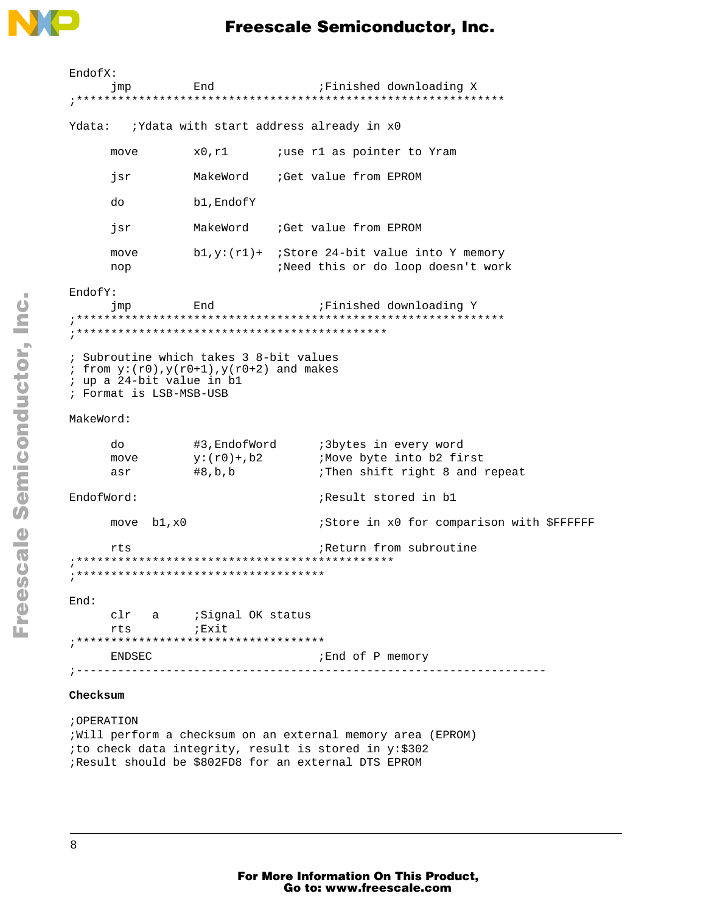```
EndofX:
      jmp         End               ;Finished downloading X
;*****************************************************************

Ydata:   ;Ydata with start address already in x0

      move        x0,r1        ;use r1 as pointer to Yram

      jsr         MakeWord     ;Get value from EPROM

      do          b1,EndofY

      jsr         MakeWord     ;Get value from EPROM

      move        b1,y:(r1)+   ;Store 24-bit value into Y memory
      nop                      ;Need this or do loop doesn't work

EndofY:
      jmp         End               ;Finished downloading Y
;*****************************************************************
;*********************************************

; Subroutine which takes 3 8-bit values
; from y:(r0),y(r0+1),y(r0+2) and makes
; up a 24-bit value in b1
; Format is LSB-MSB-USB

MakeWord:

      do          #3,EndofWord      ;3bytes in every word
      move        y:(r0)+,b2        ;Move byte into b2 first
      asr         #8,b,b            ;Then shift right 8 and repeat

EndofWord:                          ;Result stored in b1

      move  b1,x0                   ;Store in x0 for comparison with $FFFFFF

      rts                           ;Return from subroutine
;**********************************************
;************************************

End:
      clr   a     ;Signal OK status
      rts         ;Exit
;************************************
      ENDSEC                        ;End of P memory
;---------------------------------------------------------------------
```

**Checksum**

```
;OPERATION
;Will perform a checksum on an external memory area (EPROM)
;to check data integrity, result is stored in y:$302
;Result should be $802FD8 for an external DTS EPROM
```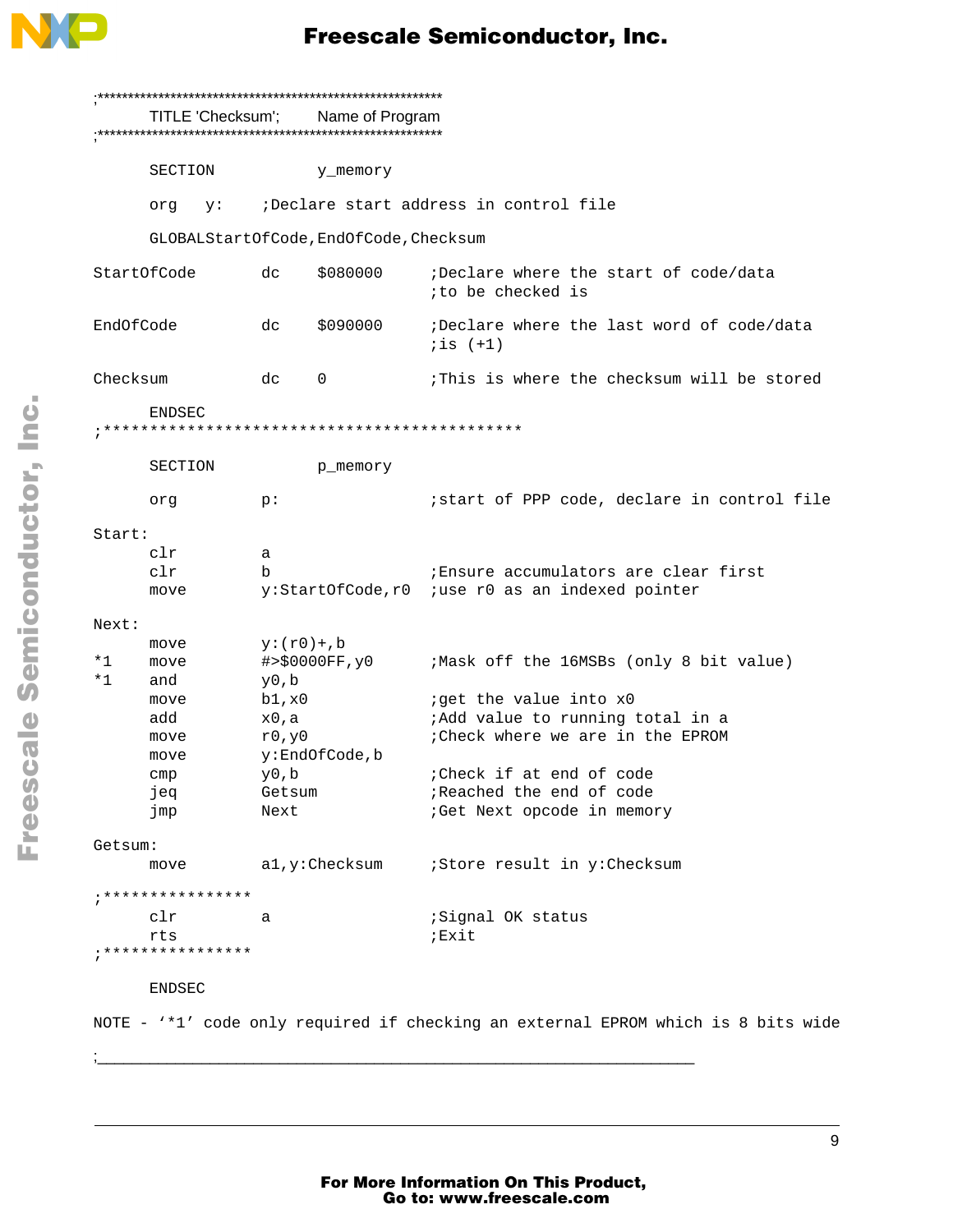```
;*********************************************************
        TITLE 'Checksum';       Name of Program
;*********************************************************

        SECTION         y_memory

        org     y:      ;Declare start address in control file

        GLOBALStartOfCode,EndOfCode,Checksum

StartOfCode     dc      $080000         ;Declare where the start of code/data
                                        ;to be checked is

EndOfCode       dc      $090000         ;Declare where the last word of code/data
                                        ;is (+1)

Checksum        dc      0               ;This is where the checksum will be stored

        ENDSEC
;**********************************************

        SECTION         p_memory

        org             p:              ;start of PPP code, declare in control file

Start:
        clr             a
        clr             b               ;Ensure accumulators are clear first
        move            y:StartOfCode,r0 ;use r0 as an indexed pointer

Next:
        move            y:(r0)+,b
*1      move            #>$0000FF,y0    ;Mask off the 16MSBs (only 8 bit value)
*1      and             y0,b
        move            b1,x0           ;get the value into x0
        add             x0,a            ;Add value to running total in a
        move            r0,y0           ;Check where we are in the EPROM
        move            y:EndOfCode,b
        cmp             y0,b            ;Check if at end of code
        jeq             Getsum          ;Reached the end of code
        jmp             Next            ;Get Next opcode in memory

Getsum:
        move            a1,y:Checksum   ;Store result in y:Checksum

;****************
        clr             a               ;Signal OK status
        rts                             ;Exit
;****************

        ENDSEC

NOTE - '*1' code only required if checking an external EPROM which is 8 bits wide

;_________________________________________________________________
```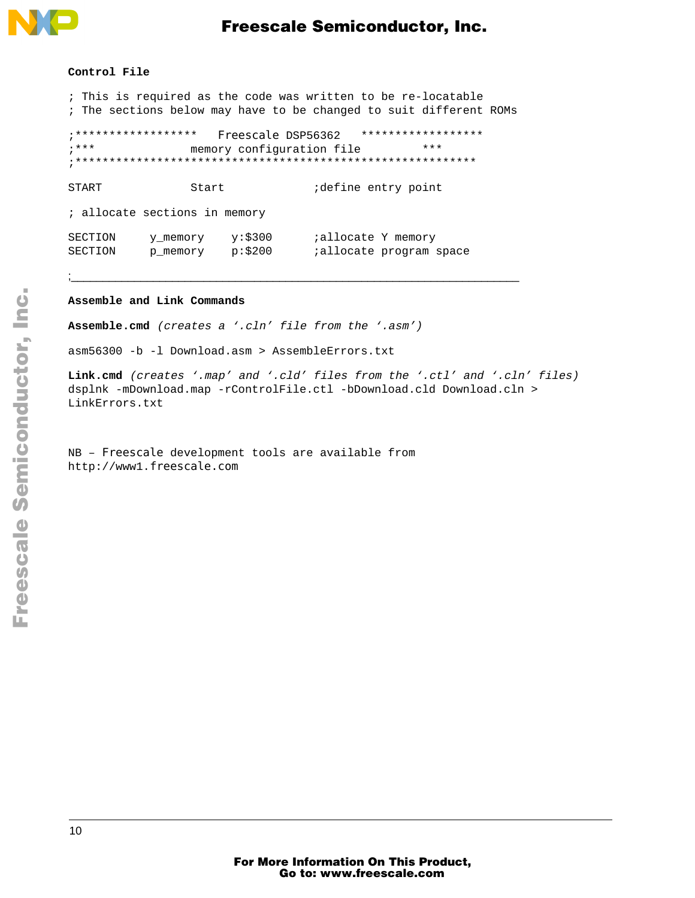**Control File**

```
; This is required as the code was written to be re-locatable
; The sections below may have to be changed to suit different ROMs

;******************   Freescale DSP56362   ******************
;***              memory configuration file          ***
;************************************************************

START              Start              ;define entry point

; allocate sections in memory

SECTION     y_memory    y:$300      ;allocate Y memory
SECTION     p_memory    p:$200      ;allocate program space

;_________________________________________________________________
```

**Assemble and Link Commands**

**Assemble.cmd** *(creates a '.cln' file from the '.asm')*

```
asm56300 -b -l Download.asm > AssembleErrors.txt
```

**Link.cmd** *(creates '.map' and '.cld' files from the '.ctl' and '.cln' files)*

```
dsplnk -mDownload.map -rControlFile.ctl -bDownload.cld Download.cln >
LinkErrors.txt
```

NB – Freescale development tools are available from
http://www1.freescale.com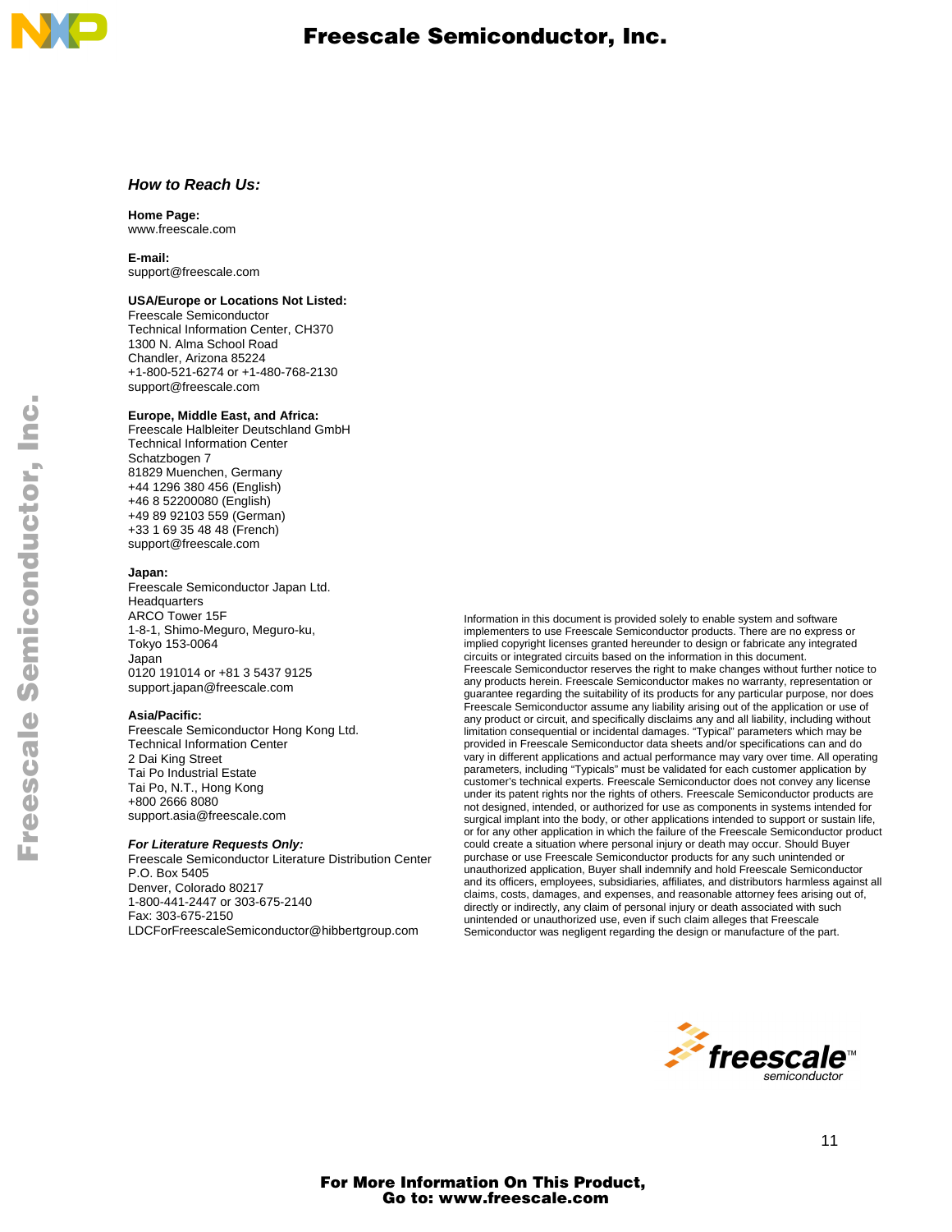## *How to Reach Us:*

**Home Page:**
www.freescale.com

**E-mail:**
support@freescale.com

**USA/Europe or Locations Not Listed:**
Freescale Semiconductor
Technical Information Center, CH370
1300 N. Alma School Road
Chandler, Arizona 85224
+1-800-521-6274 or +1-480-768-2130
support@freescale.com

**Europe, Middle East, and Africa:**
Freescale Halbleiter Deutschland GmbH
Technical Information Center
Schatzbogen 7
81829 Muenchen, Germany
+44 1296 380 456 (English)
+46 8 52200080 (English)
+49 89 92103 559 (German)
+33 1 69 35 48 48 (French)
support@freescale.com

**Japan:**
Freescale Semiconductor Japan Ltd.
Headquarters
ARCO Tower 15F
1-8-1, Shimo-Meguro, Meguro-ku,
Tokyo 153-0064
Japan
0120 191014 or +81 3 5437 9125
support.japan@freescale.com

**Asia/Pacific:**
Freescale Semiconductor Hong Kong Ltd.
Technical Information Center
2 Dai King Street
Tai Po Industrial Estate
Tai Po, N.T., Hong Kong
+800 2666 8080
support.asia@freescale.com

***For Literature Requests Only:***
Freescale Semiconductor Literature Distribution Center
P.O. Box 5405
Denver, Colorado 80217
1-800-441-2447 or 303-675-2140
Fax: 303-675-2150
LDCForFreescaleSemiconductor@hibbertgroup.com

Information in this document is provided solely to enable system and software implementers to use Freescale Semiconductor products. There are no express or implied copyright licenses granted hereunder to design or fabricate any integrated circuits or integrated circuits based on the information in this document.
Freescale Semiconductor reserves the right to make changes without further notice to any products herein. Freescale Semiconductor makes no warranty, representation or guarantee regarding the suitability of its products for any particular purpose, nor does Freescale Semiconductor assume any liability arising out of the application or use of any product or circuit, and specifically disclaims any and all liability, including without limitation consequential or incidental damages. “Typical” parameters which may be provided in Freescale Semiconductor data sheets and/or specifications can and do vary in different applications and actual performance may vary over time. All operating parameters, including “Typicals” must be validated for each customer application by customer's technical experts. Freescale Semiconductor does not convey any license under its patent rights nor the rights of others. Freescale Semiconductor products are not designed, intended, or authorized for use as components in systems intended for surgical implant into the body, or other applications intended to support or sustain life, or for any other application in which the failure of the Freescale Semiconductor product could create a situation where personal injury or death may occur. Should Buyer purchase or use Freescale Semiconductor products for any such unintended or unauthorized application, Buyer shall indemnify and hold Freescale Semiconductor and its officers, employees, subsidiaries, affiliates, and distributors harmless against all claims, costs, damages, and expenses, and reasonable attorney fees arising out of, directly or indirectly, any claim of personal injury or death associated with such unintended or unauthorized use, even if such claim alleges that Freescale Semiconductor was negligent regarding the design or manufacture of the part.

freescale™ semiconductor